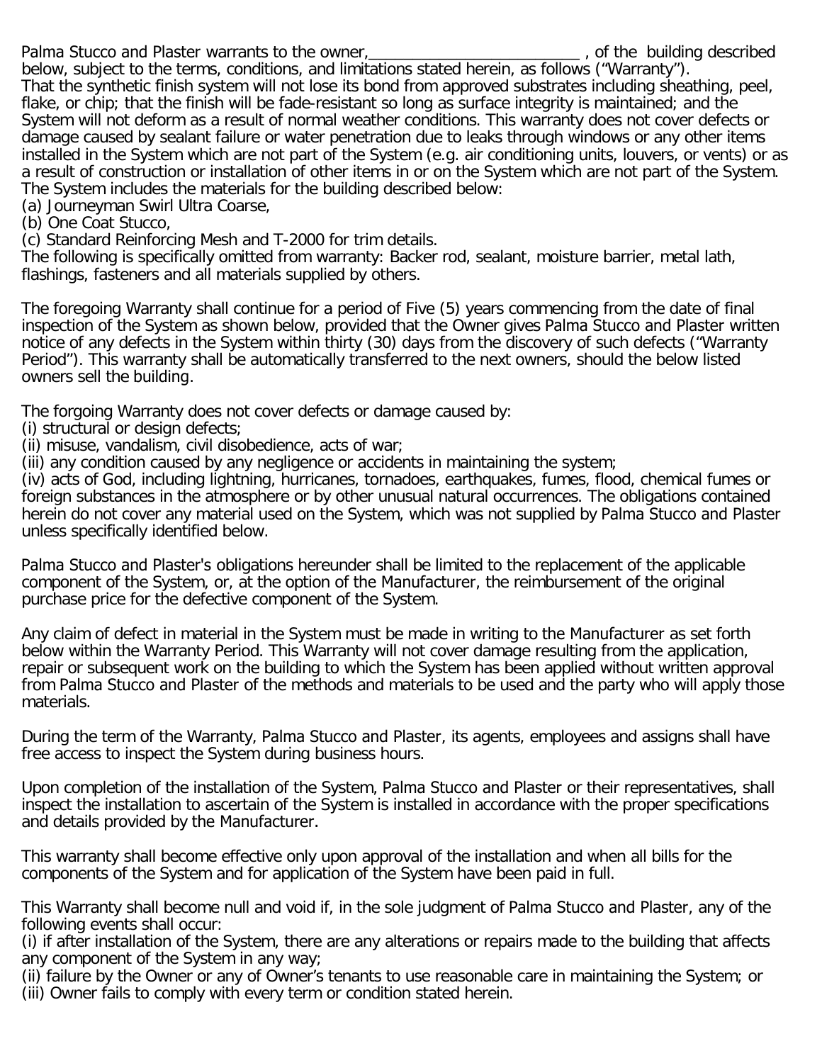Palma Stucco and Plaster warrants to the owner,_________________________ , of the building described below, subject to the terms, conditions, and limitations stated herein, as follows ("Warranty").
That the synthetic finish system will not lose its bond from approved substrates including sheathing, peel, flake, or chip; that the finish will be fade-resistant so long as surface integrity is maintained; and the System will not deform as a result of normal weather conditions. This warranty does not cover defects or damage caused by sealant failure or water penetration due to leaks through windows or any other items installed in the System which are not part of the System (e.g. air conditioning units, louvers, or vents) or as a result of construction or installation of other items in or on the System which are not part of the System.
The System includes the materials for the building described below:
(a) Journeyman Swirl Ultra Coarse,
(b) One Coat Stucco,
(c) Standard Reinforcing Mesh and T-2000 for trim details.
The following is specifically omitted from warranty: Backer rod, sealant, moisture barrier, metal lath, flashings, fasteners and all materials supplied by others.

The foregoing Warranty shall continue for a period of Five (5) years commencing from the date of final inspection of the System as shown below, provided that the Owner gives Palma Stucco and Plaster written notice of any defects in the System within thirty (30) days from the discovery of such defects ("Warranty Period"). This warranty shall be automatically transferred to the next owners, should the below listed owners sell the building.

The forgoing Warranty does not cover defects or damage caused by:
(i) structural or design defects;
(ii) misuse, vandalism, civil disobedience, acts of war;
(iii) any condition caused by any negligence or accidents in maintaining the system;
(iv) acts of God, including lightning, hurricanes, tornadoes, earthquakes, fumes, flood, chemical fumes or foreign substances in the atmosphere or by other unusual natural occurrences. The obligations contained herein do not cover any material used on the System, which was not supplied by Palma Stucco and Plaster unless specifically identified below.

Palma Stucco and Plaster's obligations hereunder shall be limited to the replacement of the applicable component of the System, or, at the option of the Manufacturer, the reimbursement of the original purchase price for the defective component of the System.

Any claim of defect in material in the System must be made in writing to the Manufacturer as set forth below within the Warranty Period. This Warranty will not cover damage resulting from the application, repair or subsequent work on the building to which the System has been applied without written approval from Palma Stucco and Plaster of the methods and materials to be used and the party who will apply those materials.

During the term of the Warranty, Palma Stucco and Plaster, its agents, employees and assigns shall have free access to inspect the System during business hours.

Upon completion of the installation of the System, Palma Stucco and Plaster or their representatives, shall inspect the installation to ascertain of the System is installed in accordance with the proper specifications and details provided by the Manufacturer.

This warranty shall become effective only upon approval of the installation and when all bills for the components of the System and for application of the System have been paid in full.

This Warranty shall become null and void if, in the sole judgment of Palma Stucco and Plaster, any of the following events shall occur:
(i) if after installation of the System, there are any alterations or repairs made to the building that affects any component of the System in any way;
(ii) failure by the Owner or any of Owner's tenants to use reasonable care in maintaining the System; or
(iii) Owner fails to comply with every term or condition stated herein.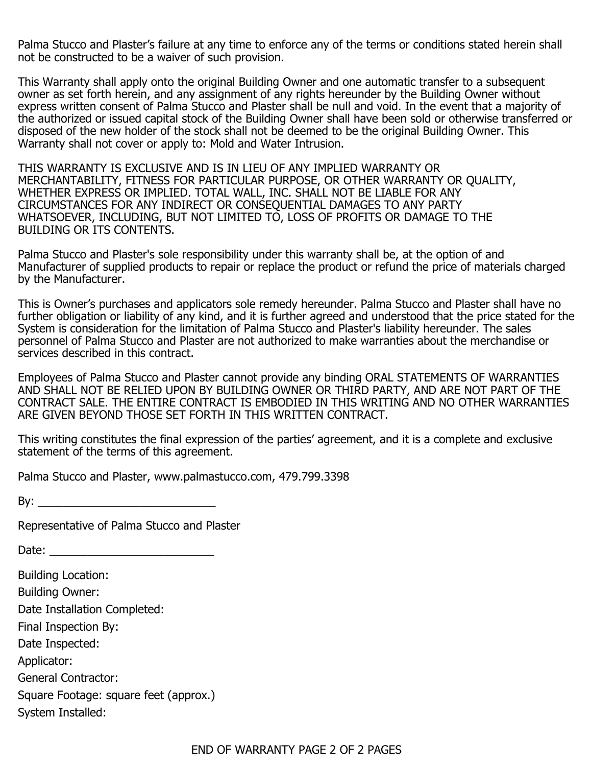Palma Stucco and Plaster’s failure at any time to enforce any of the terms or conditions stated herein shall not be constructed to be a waiver of such provision.

This Warranty shall apply onto the original Building Owner and one automatic transfer to a subsequent owner as set forth herein, and any assignment of any rights hereunder by the Building Owner without express written consent of Palma Stucco and Plaster shall be null and void. In the event that a majority of the authorized or issued capital stock of the Building Owner shall have been sold or otherwise transferred or disposed of the new holder of the stock shall not be deemed to be the original Building Owner. This Warranty shall not cover or apply to: Mold and Water Intrusion.

THIS WARRANTY IS EXCLUSIVE AND IS IN LIEU OF ANY IMPLIED WARRANTY OR MERCHANTABILITY, FITNESS FOR PARTICULAR PURPOSE, OR OTHER WARRANTY OR QUALITY, WHETHER EXPRESS OR IMPLIED. TOTAL WALL, INC. SHALL NOT BE LIABLE FOR ANY CIRCUMSTANCES FOR ANY INDIRECT OR CONSEQUENTIAL DAMAGES TO ANY PARTY WHATSOEVER, INCLUDING, BUT NOT LIMITED TO, LOSS OF PROFITS OR DAMAGE TO THE BUILDING OR ITS CONTENTS.

Palma Stucco and Plaster's sole responsibility under this warranty shall be, at the option of and Manufacturer of supplied products to repair or replace the product or refund the price of materials charged by the Manufacturer.

This is Owner’s purchases and applicators sole remedy hereunder. Palma Stucco and Plaster shall have no further obligation or liability of any kind, and it is further agreed and understood that the price stated for the System is consideration for the limitation of Palma Stucco and Plaster's liability hereunder. The sales personnel of Palma Stucco and Plaster are not authorized to make warranties about the merchandise or services described in this contract.

Employees of Palma Stucco and Plaster cannot provide any binding ORAL STATEMENTS OF WARRANTIES AND SHALL NOT BE RELIED UPON BY BUILDING OWNER OR THIRD PARTY, AND ARE NOT PART OF THE CONTRACT SALE. THE ENTIRE CONTRACT IS EMBODIED IN THIS WRITING AND NO OTHER WARRANTIES ARE GIVEN BEYOND THOSE SET FORTH IN THIS WRITTEN CONTRACT.

This writing constitutes the final expression of the parties’ agreement, and it is a complete and exclusive statement of the terms of this agreement.

Palma Stucco and Plaster, www.palmastucco.com, 479.799.3398

By: ____________________________

Representative of Palma Stucco and Plaster

Date: __________________________

Building Location:

Building Owner:

Date Installation Completed:

Final Inspection By:

Date Inspected:

Applicator:

General Contractor:

Square Footage: square feet (approx.)

System Installed:

END OF WARRANTY PAGE 2 OF 2 PAGES